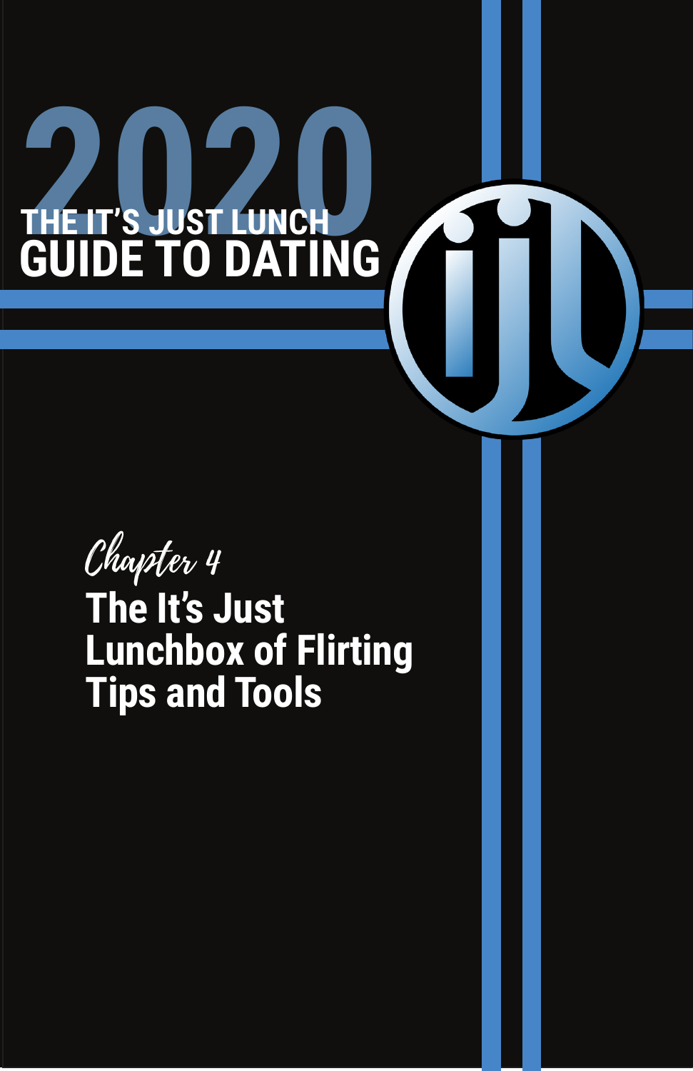# 2020 THE IT'S JUST LUNCH GUIDE TO DATING

*Chapter 4*

## The It's Just Lunchbox of Flirting Tips and Tools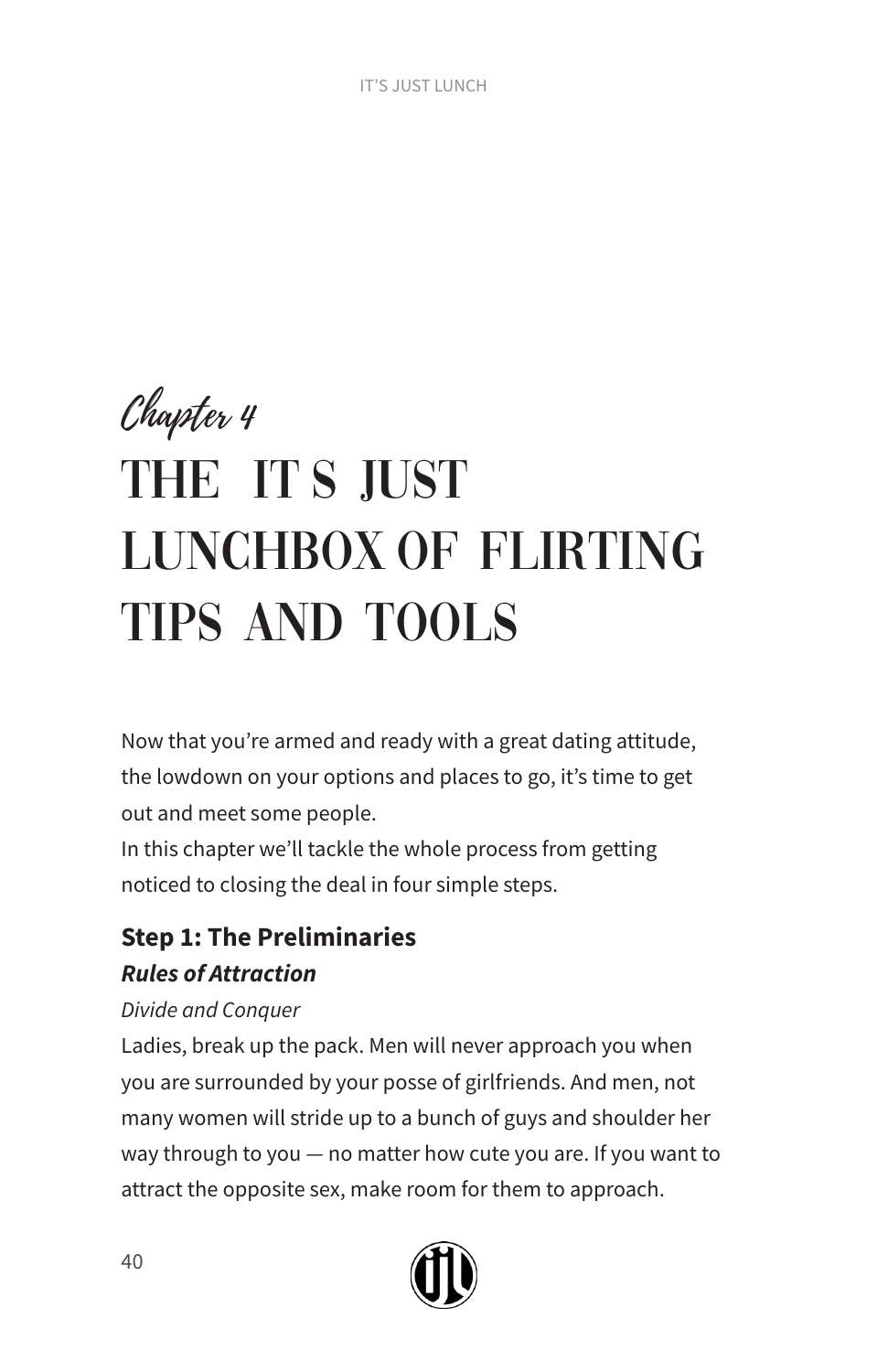# Chapter 4

# THE IT S JUST LUNCHBOX OF FLIRTING TIPS AND TOOLS

Now that you're armed and ready with a great dating attitude, the lowdown on your options and places to go, it's time to get out and meet some people.
In this chapter we'll tackle the whole process from getting noticed to closing the deal in four simple steps.

### Step 1: The Preliminaries

#### *Rules of Attraction*

*Divide and Conquer*

Ladies, break up the pack. Men will never approach you when you are surrounded by your posse of girlfriends. And men, not many women will stride up to a bunch of guys and shoulder her way through to you — no matter how cute you are. If you want to attract the opposite sex, make room for them to approach.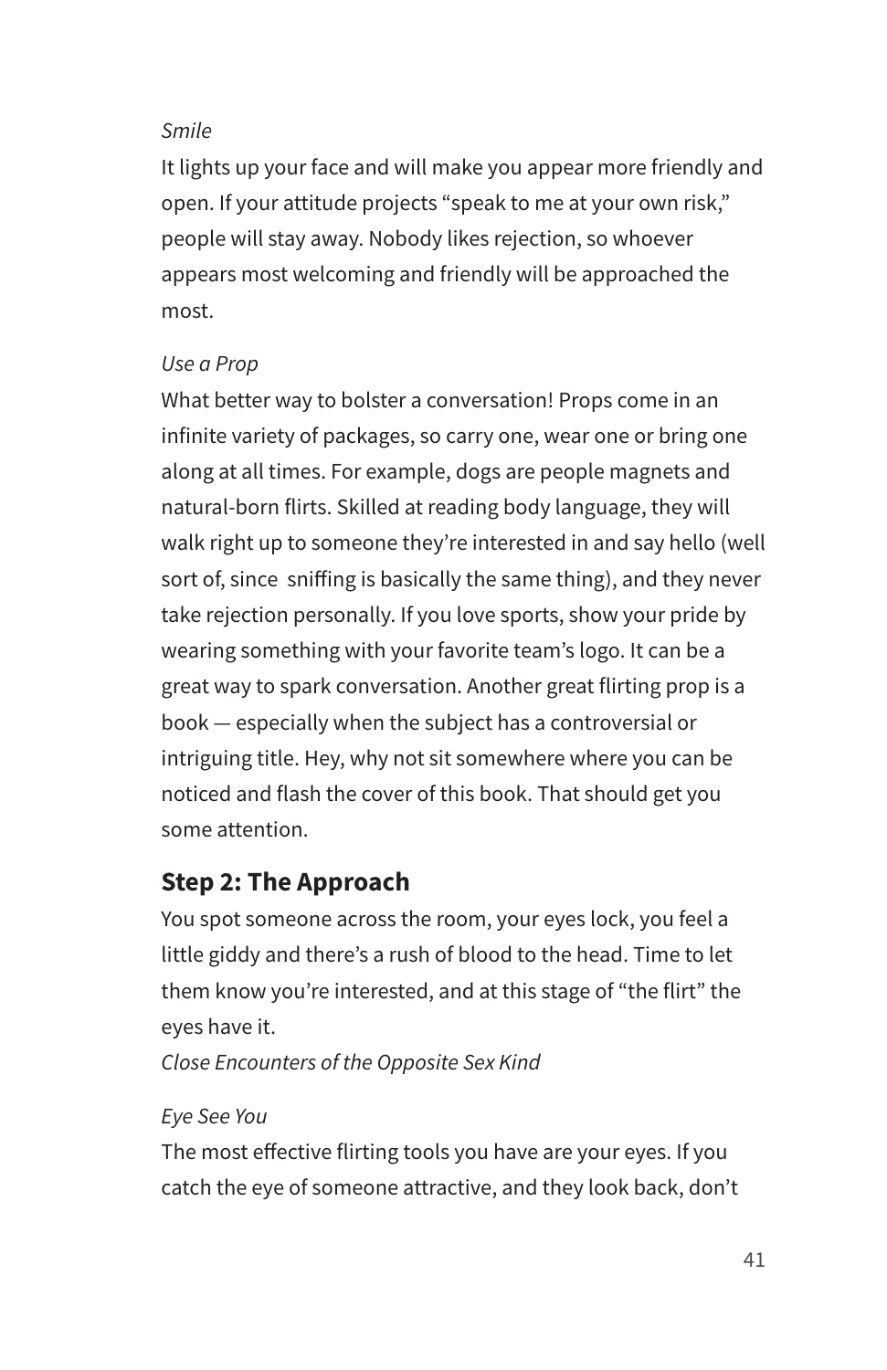*Smile*

It lights up your face and will make you appear more friendly and open. If your attitude projects “speak to me at your own risk,” people will stay away. Nobody likes rejection, so whoever appears most welcoming and friendly will be approached the most.

*Use a Prop*

What better way to bolster a conversation! Props come in an infinite variety of packages, so carry one, wear one or bring one along at all times. For example, dogs are people magnets and natural-born flirts. Skilled at reading body language, they will walk right up to someone they’re interested in and say hello (well sort of, since sniffing is basically the same thing), and they never take rejection personally. If you love sports, show your pride by wearing something with your favorite team’s logo. It can be a great way to spark conversation. Another great flirting prop is a book — especially when the subject has a controversial or intriguing title. Hey, why not sit somewhere where you can be noticed and flash the cover of this book. That should get you some attention.

## Step 2: The Approach

You spot someone across the room, your eyes lock, you feel a little giddy and there’s a rush of blood to the head. Time to let them know you’re interested, and at this stage of “the flirt” the eyes have it.

*Close Encounters of the Opposite Sex Kind*

*Eye See You*

The most effective flirting tools you have are your eyes. If you catch the eye of someone attractive, and they look back, don’t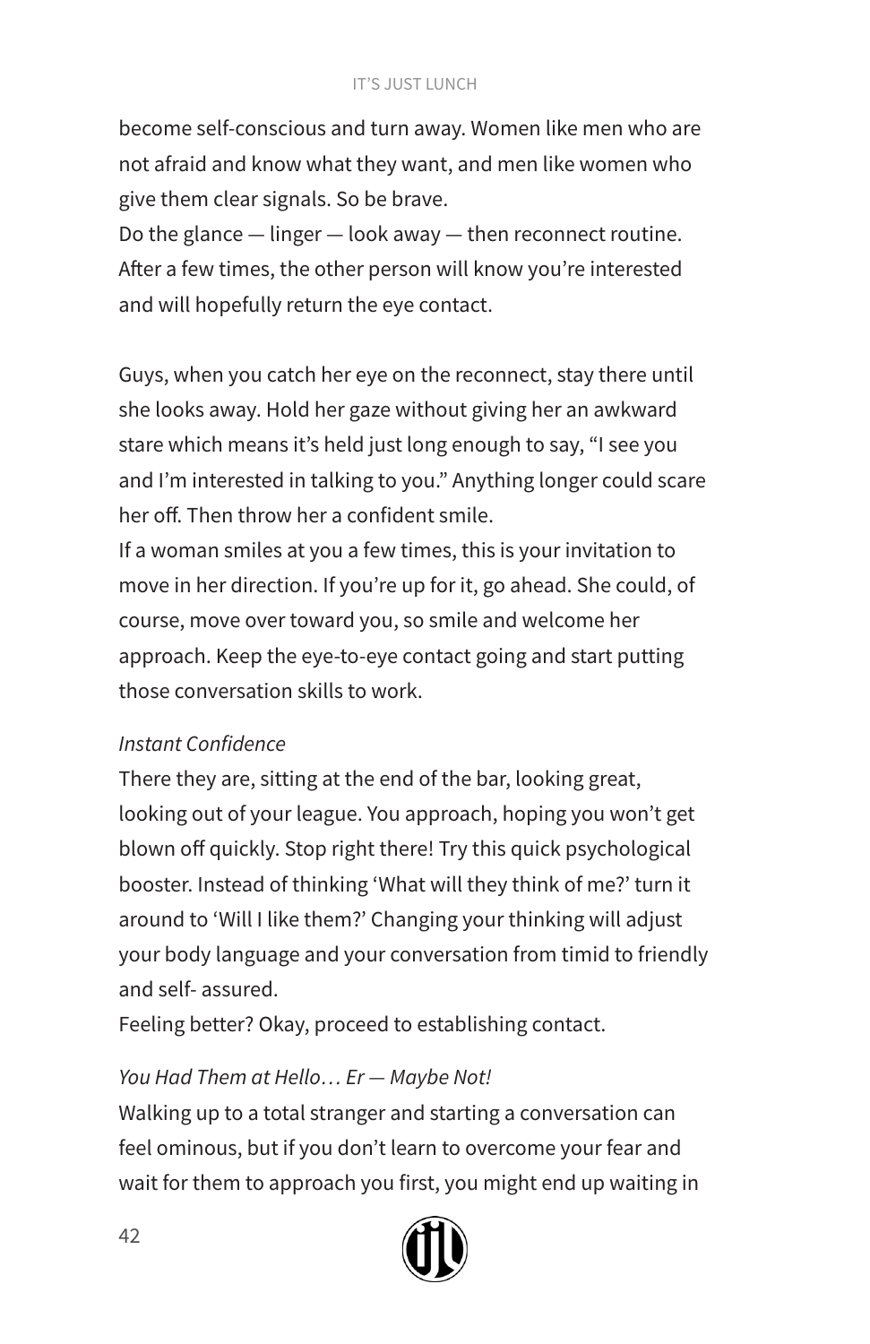become self-conscious and turn away. Women like men who are not afraid and know what they want, and men like women who give them clear signals. So be brave.

Do the glance — linger — look away — then reconnect routine. After a few times, the other person will know you're interested and will hopefully return the eye contact.

Guys, when you catch her eye on the reconnect, stay there until she looks away. Hold her gaze without giving her an awkward stare which means it's held just long enough to say, "I see you and I'm interested in talking to you." Anything longer could scare her off. Then throw her a confident smile.

If a woman smiles at you a few times, this is your invitation to move in her direction. If you're up for it, go ahead. She could, of course, move over toward you, so smile and welcome her approach. Keep the eye-to-eye contact going and start putting those conversation skills to work.

*Instant Confidence*

There they are, sitting at the end of the bar, looking great, looking out of your league. You approach, hoping you won't get blown off quickly. Stop right there! Try this quick psychological booster. Instead of thinking 'What will they think of me?' turn it around to 'Will I like them?' Changing your thinking will adjust your body language and your conversation from timid to friendly and self- assured.

Feeling better? Okay, proceed to establishing contact.

*You Had Them at Hello… Er — Maybe Not!*

Walking up to a total stranger and starting a conversation can feel ominous, but if you don't learn to overcome your fear and wait for them to approach you first, you might end up waiting in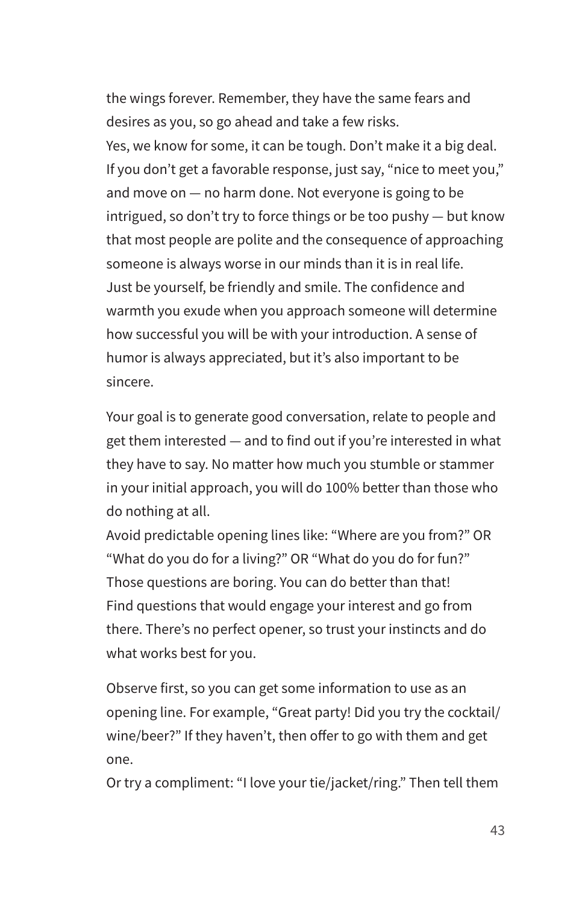the wings forever. Remember, they have the same fears and desires as you, so go ahead and take a few risks.

Yes, we know for some, it can be tough. Don't make it a big deal. If you don't get a favorable response, just say, "nice to meet you," and move on — no harm done. Not everyone is going to be intrigued, so don't try to force things or be too pushy — but know that most people are polite and the consequence of approaching someone is always worse in our minds than it is in real life.

Just be yourself, be friendly and smile. The confidence and warmth you exude when you approach someone will determine how successful you will be with your introduction. A sense of humor is always appreciated, but it's also important to be sincere.

Your goal is to generate good conversation, relate to people and get them interested — and to find out if you're interested in what they have to say. No matter how much you stumble or stammer in your initial approach, you will do 100% better than those who do nothing at all.

Avoid predictable opening lines like: "Where are you from?" OR "What do you do for a living?" OR "What do you do for fun?" Those questions are boring. You can do better than that!

Find questions that would engage your interest and go from there. There's no perfect opener, so trust your instincts and do what works best for you.

Observe first, so you can get some information to use as an opening line. For example, "Great party! Did you try the cocktail/wine/beer?" If they haven't, then offer to go with them and get one.

Or try a compliment: "I love your tie/jacket/ring." Then tell them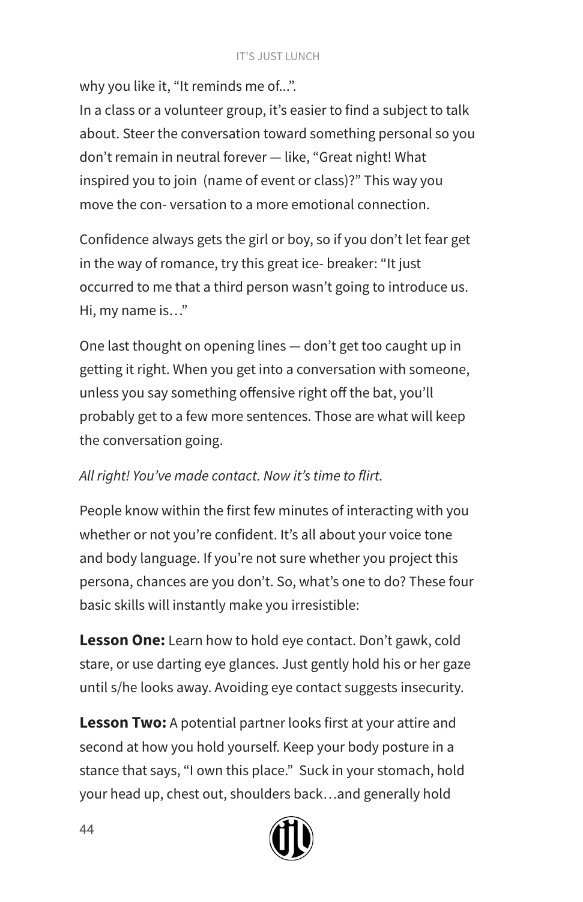why you like it, "It reminds me of...".

In a class or a volunteer group, it's easier to find a subject to talk about. Steer the conversation toward something personal so you don't remain in neutral forever — like, "Great night! What inspired you to join (name of event or class)?" This way you move the con- versation to a more emotional connection.

Confidence always gets the girl or boy, so if you don't let fear get in the way of romance, try this great ice- breaker: "It just occurred to me that a third person wasn't going to introduce us. Hi, my name is…"

One last thought on opening lines — don't get too caught up in getting it right. When you get into a conversation with someone, unless you say something offensive right off the bat, you'll probably get to a few more sentences. Those are what will keep the conversation going.

*All right! You've made contact. Now it's time to flirt.*

People know within the first few minutes of interacting with you whether or not you're confident. It's all about your voice tone and body language. If you're not sure whether you project this persona, chances are you don't. So, what's one to do? These four basic skills will instantly make you irresistible:

**Lesson One:** Learn how to hold eye contact. Don't gawk, cold stare, or use darting eye glances. Just gently hold his or her gaze until s/he looks away. Avoiding eye contact suggests insecurity.

**Lesson Two:** A potential partner looks first at your attire and second at how you hold yourself. Keep your body posture in a stance that says, "I own this place." Suck in your stomach, hold your head up, chest out, shoulders back…and generally hold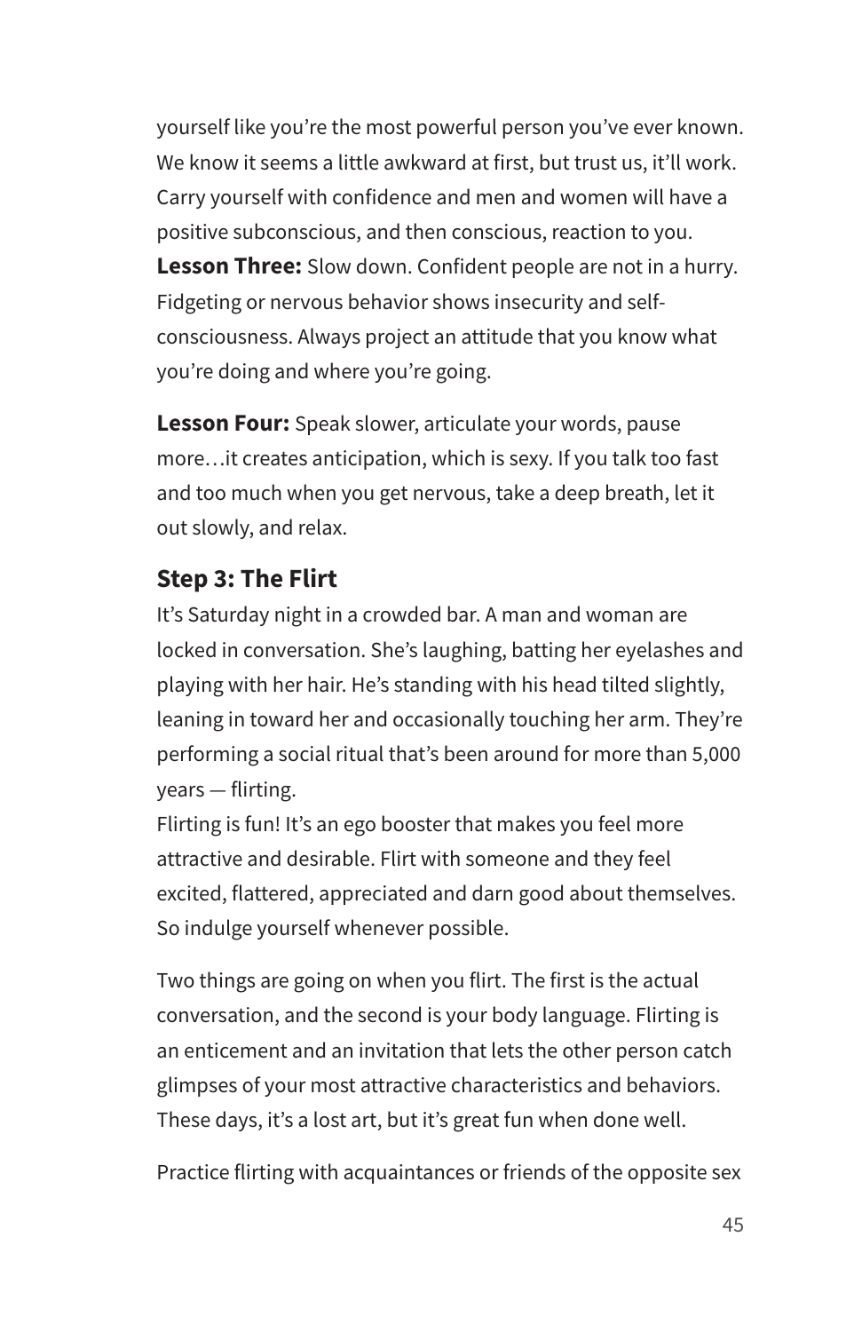yourself like you're the most powerful person you've ever known. We know it seems a little awkward at first, but trust us, it'll work. Carry yourself with confidence and men and women will have a positive subconscious, and then conscious, reaction to you.

**Lesson Three:** Slow down. Confident people are not in a hurry. Fidgeting or nervous behavior shows insecurity and self-consciousness. Always project an attitude that you know what you're doing and where you're going.

**Lesson Four:** Speak slower, articulate your words, pause more…it creates anticipation, which is sexy. If you talk too fast and too much when you get nervous, take a deep breath, let it out slowly, and relax.

## Step 3: The Flirt

It's Saturday night in a crowded bar. A man and woman are locked in conversation. She's laughing, batting her eyelashes and playing with her hair. He's standing with his head tilted slightly, leaning in toward her and occasionally touching her arm. They're performing a social ritual that's been around for more than 5,000 years — flirting.

Flirting is fun! It's an ego booster that makes you feel more attractive and desirable. Flirt with someone and they feel excited, flattered, appreciated and darn good about themselves. So indulge yourself whenever possible.

Two things are going on when you flirt. The first is the actual conversation, and the second is your body language. Flirting is an enticement and an invitation that lets the other person catch glimpses of your most attractive characteristics and behaviors. These days, it's a lost art, but it's great fun when done well.

Practice flirting with acquaintances or friends of the opposite sex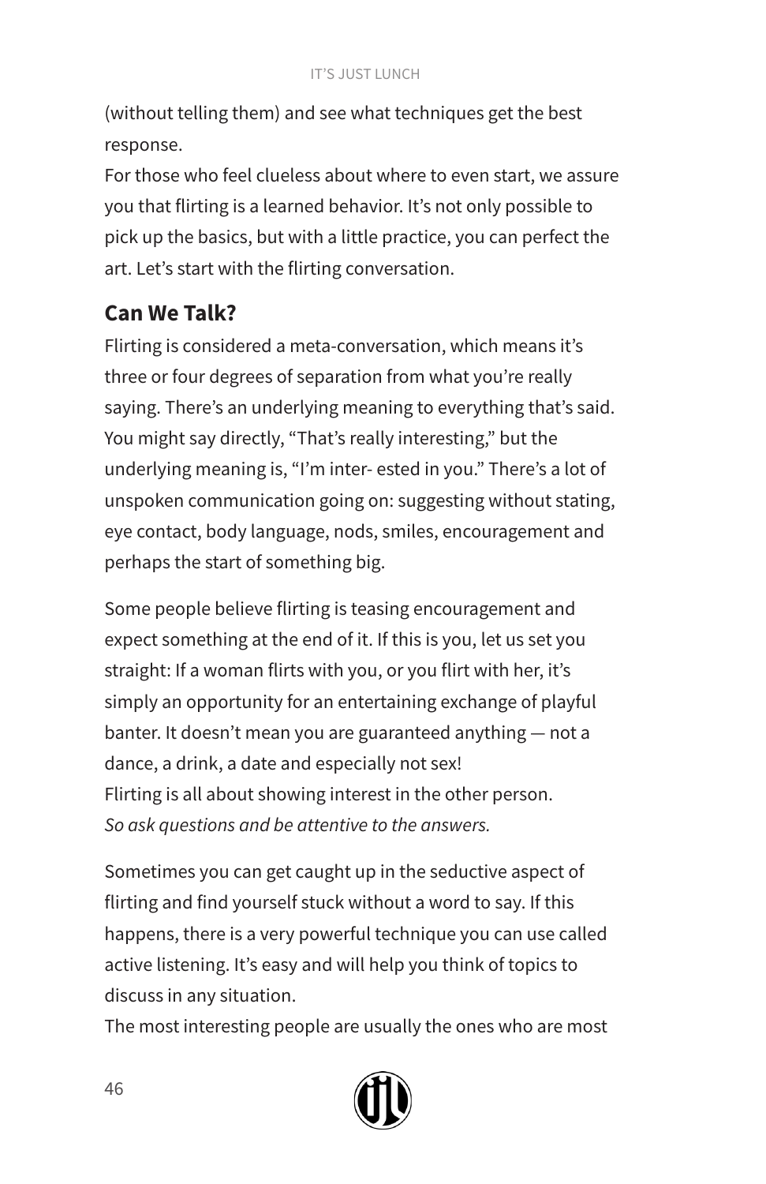(without telling them) and see what techniques get the best response.

For those who feel clueless about where to even start, we assure you that flirting is a learned behavior. It's not only possible to pick up the basics, but with a little practice, you can perfect the art. Let's start with the flirting conversation.

## Can We Talk?

Flirting is considered a meta-conversation, which means it's three or four degrees of separation from what you're really saying. There's an underlying meaning to everything that's said. You might say directly, "That's really interesting," but the underlying meaning is, "I'm inter- ested in you." There's a lot of unspoken communication going on: suggesting without stating, eye contact, body language, nods, smiles, encouragement and perhaps the start of something big.

Some people believe flirting is teasing encouragement and expect something at the end of it. If this is you, let us set you straight: If a woman flirts with you, or you flirt with her, it's simply an opportunity for an entertaining exchange of playful banter. It doesn't mean you are guaranteed anything — not a dance, a drink, a date and especially not sex!

Flirting is all about showing interest in the other person. *So ask questions and be attentive to the answers.*

Sometimes you can get caught up in the seductive aspect of flirting and find yourself stuck without a word to say. If this happens, there is a very powerful technique you can use called active listening. It's easy and will help you think of topics to discuss in any situation.

The most interesting people are usually the ones who are most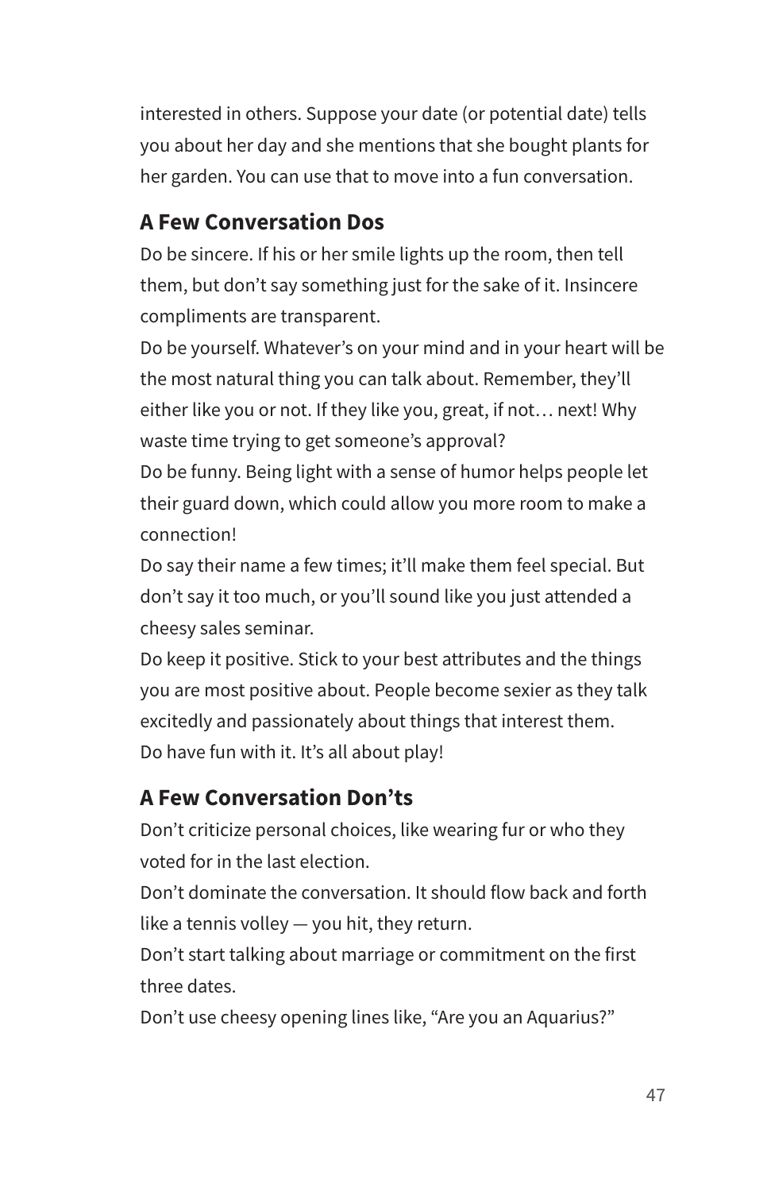interested in others. Suppose your date (or potential date) tells you about her day and she mentions that she bought plants for her garden. You can use that to move into a fun conversation.

### A Few Conversation Dos

Do be sincere. If his or her smile lights up the room, then tell them, but don't say something just for the sake of it. Insincere compliments are transparent.

Do be yourself. Whatever's on your mind and in your heart will be the most natural thing you can talk about. Remember, they'll either like you or not. If they like you, great, if not… next! Why waste time trying to get someone's approval?

Do be funny. Being light with a sense of humor helps people let their guard down, which could allow you more room to make a connection!

Do say their name a few times; it'll make them feel special. But don't say it too much, or you'll sound like you just attended a cheesy sales seminar.

Do keep it positive. Stick to your best attributes and the things you are most positive about. People become sexier as they talk excitedly and passionately about things that interest them.

Do have fun with it. It's all about play!

### A Few Conversation Don'ts

Don't criticize personal choices, like wearing fur or who they voted for in the last election.

Don't dominate the conversation. It should flow back and forth like a tennis volley — you hit, they return.

Don't start talking about marriage or commitment on the first three dates.

Don't use cheesy opening lines like, "Are you an Aquarius?"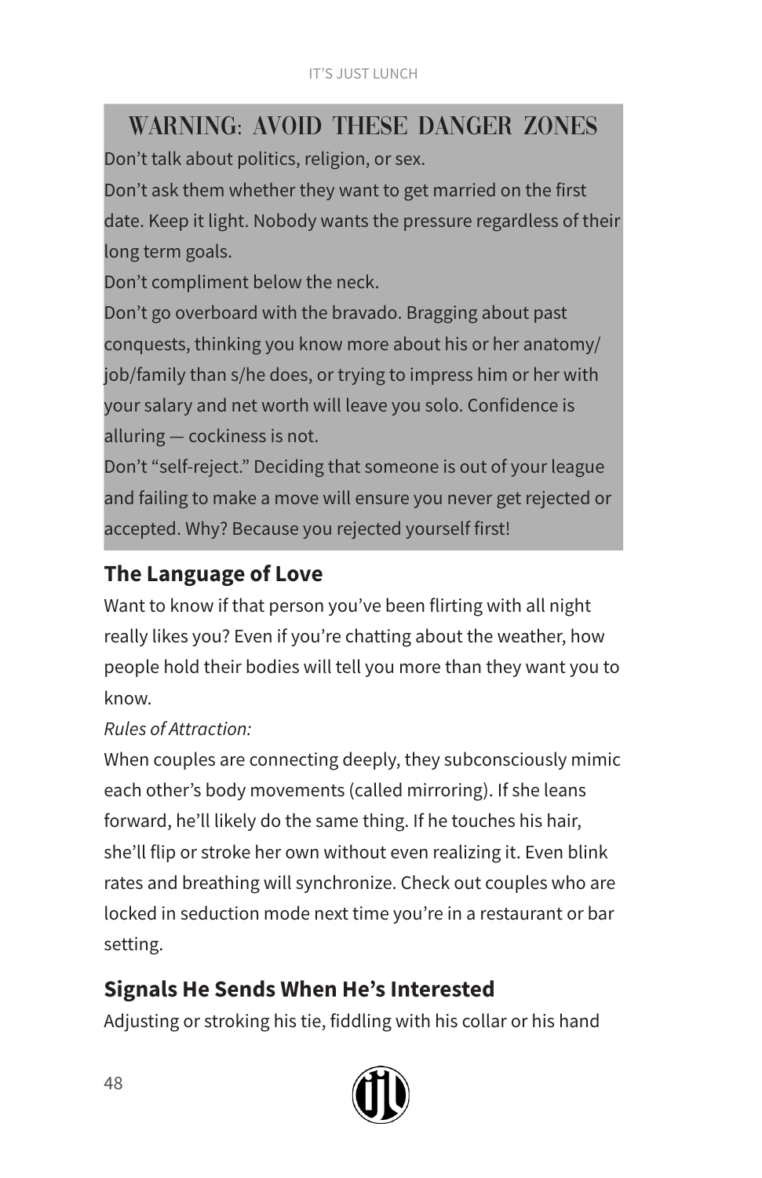## WARNING: AVOID THESE DANGER ZONES

Don't talk about politics, religion, or sex.

Don't ask them whether they want to get married on the first date. Keep it light. Nobody wants the pressure regardless of their long term goals.

Don't compliment below the neck.

Don't go overboard with the bravado. Bragging about past conquests, thinking you know more about his or her anatomy/job/family than s/he does, or trying to impress him or her with your salary and net worth will leave you solo. Confidence is alluring — cockiness is not.

Don't "self-reject." Deciding that someone is out of your league and failing to make a move will ensure you never get rejected or accepted. Why? Because you rejected yourself first!

### The Language of Love

Want to know if that person you've been flirting with all night really likes you? Even if you're chatting about the weather, how people hold their bodies will tell you more than they want you to know.

*Rules of Attraction:*

When couples are connecting deeply, they subconsciously mimic each other's body movements (called mirroring). If she leans forward, he'll likely do the same thing. If he touches his hair, she'll flip or stroke her own without even realizing it. Even blink rates and breathing will synchronize. Check out couples who are locked in seduction mode next time you're in a restaurant or bar setting.

### Signals He Sends When He's Interested

Adjusting or stroking his tie, fiddling with his collar or his hand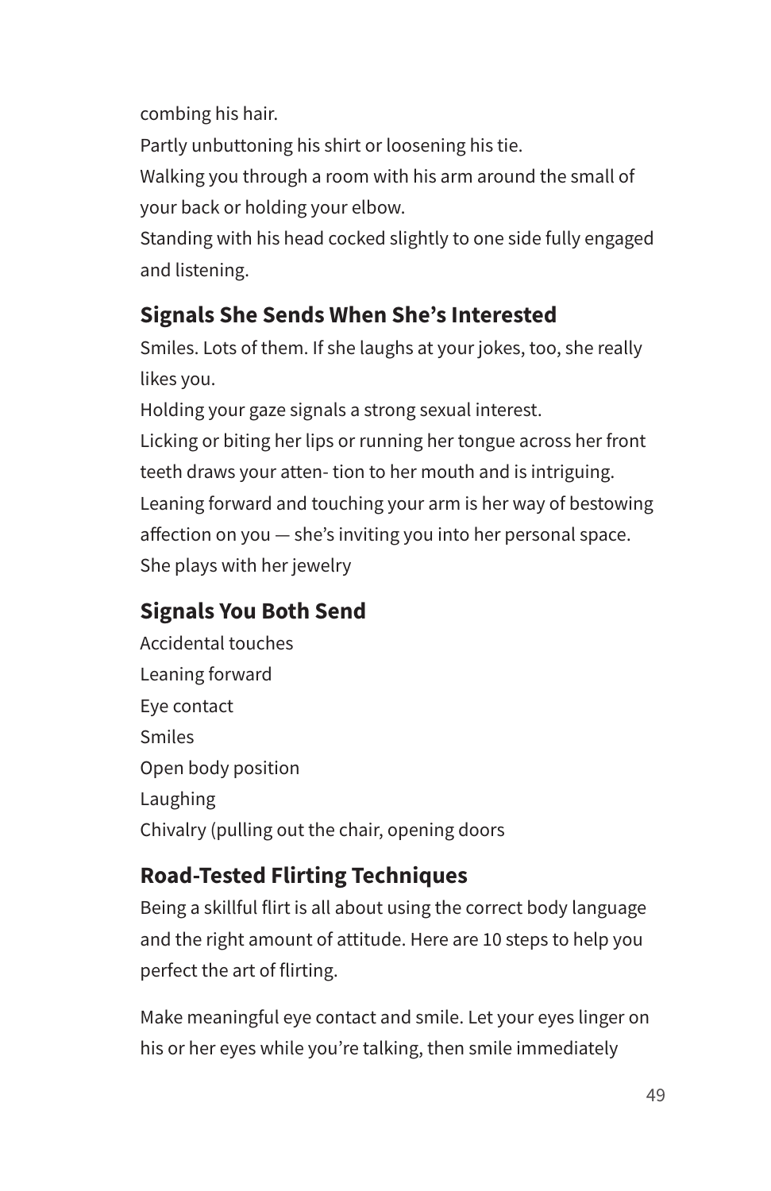combing his hair.

Partly unbuttoning his shirt or loosening his tie.

Walking you through a room with his arm around the small of your back or holding your elbow.

Standing with his head cocked slightly to one side fully engaged and listening.

## Signals She Sends When She's Interested

Smiles. Lots of them. If she laughs at your jokes, too, she really likes you.

Holding your gaze signals a strong sexual interest.

Licking or biting her lips or running her tongue across her front teeth draws your atten- tion to her mouth and is intriguing.

Leaning forward and touching your arm is her way of bestowing affection on you — she's inviting you into her personal space.

She plays with her jewelry

## Signals You Both Send

Accidental touches

Leaning forward

Eye contact

Smiles

Open body position

Laughing

Chivalry (pulling out the chair, opening doors

## Road-Tested Flirting Techniques

Being a skillful flirt is all about using the correct body language and the right amount of attitude. Here are 10 steps to help you perfect the art of flirting.

Make meaningful eye contact and smile. Let your eyes linger on his or her eyes while you're talking, then smile immediately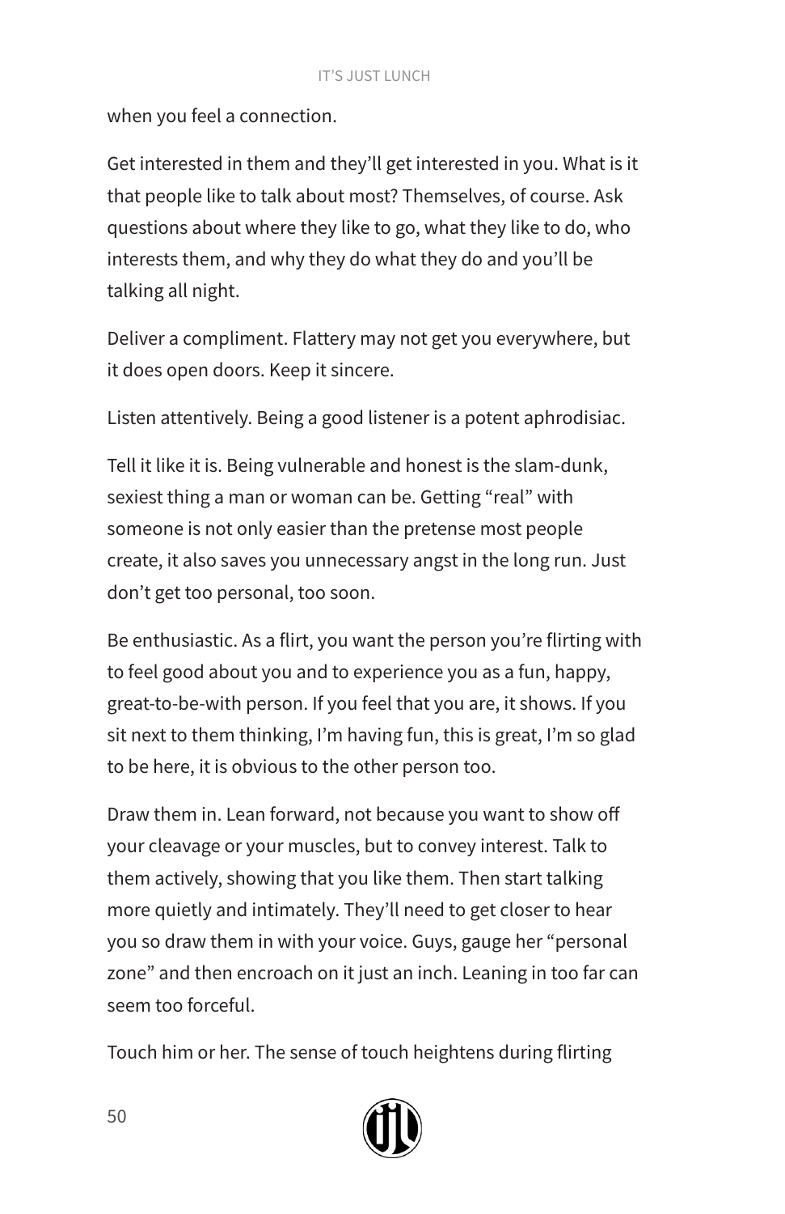when you feel a connection.

Get interested in them and they'll get interested in you. What is it that people like to talk about most? Themselves, of course. Ask questions about where they like to go, what they like to do, who interests them, and why they do what they do and you'll be talking all night.

Deliver a compliment. Flattery may not get you everywhere, but it does open doors. Keep it sincere.

Listen attentively. Being a good listener is a potent aphrodisiac.

Tell it like it is. Being vulnerable and honest is the slam-dunk, sexiest thing a man or woman can be. Getting "real" with someone is not only easier than the pretense most people create, it also saves you unnecessary angst in the long run. Just don't get too personal, too soon.

Be enthusiastic. As a flirt, you want the person you're flirting with to feel good about you and to experience you as a fun, happy, great-to-be-with person. If you feel that you are, it shows. If you sit next to them thinking, I'm having fun, this is great, I'm so glad to be here, it is obvious to the other person too.

Draw them in. Lean forward, not because you want to show off your cleavage or your muscles, but to convey interest. Talk to them actively, showing that you like them. Then start talking more quietly and intimately. They'll need to get closer to hear you so draw them in with your voice. Guys, gauge her "personal zone" and then encroach on it just an inch. Leaning in too far can seem too forceful.

Touch him or her. The sense of touch heightens during flirting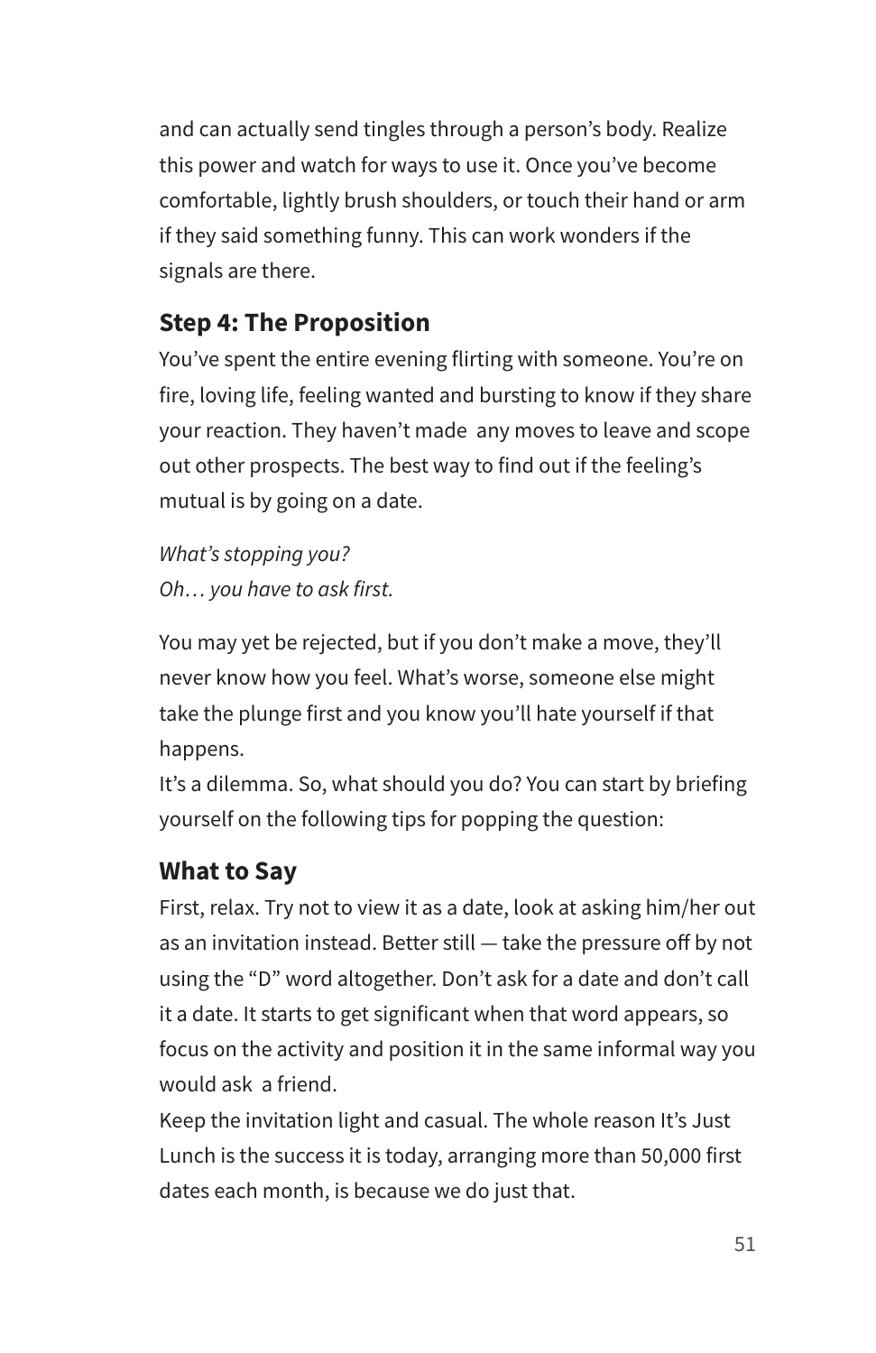and can actually send tingles through a person's body. Realize this power and watch for ways to use it. Once you've become comfortable, lightly brush shoulders, or touch their hand or arm if they said something funny. This can work wonders if the signals are there.

### Step 4: The Proposition

You've spent the entire evening flirting with someone. You're on fire, loving life, feeling wanted and bursting to know if they share your reaction. They haven't made any moves to leave and scope out other prospects. The best way to find out if the feeling's mutual is by going on a date.

*What's stopping you?*
*Oh… you have to ask first.*

You may yet be rejected, but if you don't make a move, they'll never know how you feel. What's worse, someone else might take the plunge first and you know you'll hate yourself if that happens.

It's a dilemma. So, what should you do? You can start by briefing yourself on the following tips for popping the question:

### What to Say

First, relax. Try not to view it as a date, look at asking him/her out as an invitation instead. Better still — take the pressure off by not using the "D" word altogether. Don't ask for a date and don't call it a date. It starts to get significant when that word appears, so focus on the activity and position it in the same informal way you would ask a friend.

Keep the invitation light and casual. The whole reason It's Just Lunch is the success it is today, arranging more than 50,000 first dates each month, is because we do just that.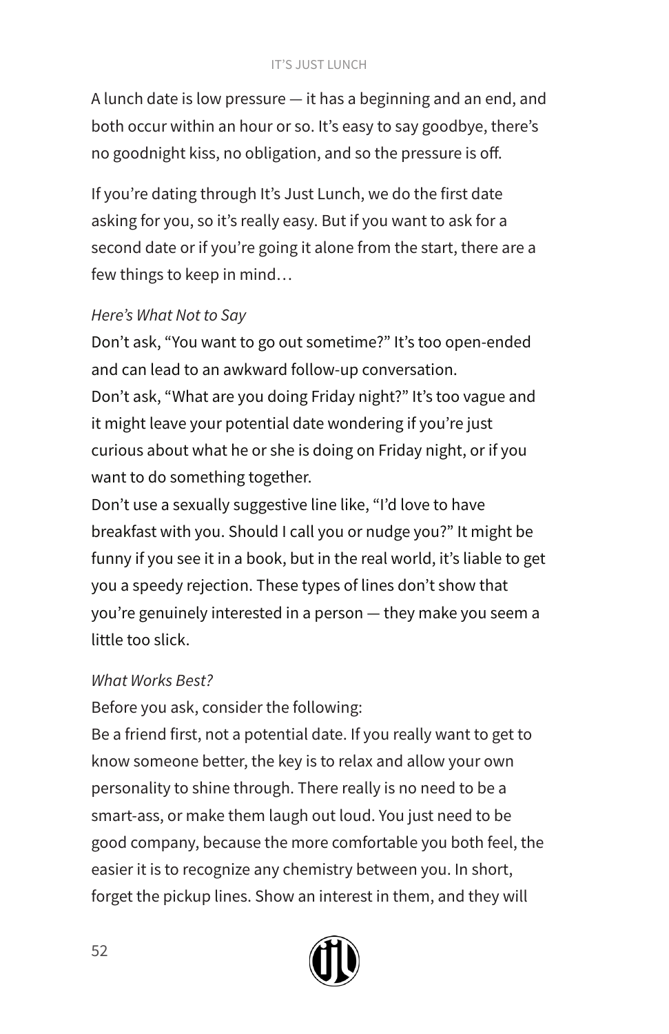A lunch date is low pressure — it has a beginning and an end, and both occur within an hour or so. It's easy to say goodbye, there's no goodnight kiss, no obligation, and so the pressure is off.

If you're dating through It's Just Lunch, we do the first date asking for you, so it's really easy. But if you want to ask for a second date or if you're going it alone from the start, there are a few things to keep in mind…

*Here's What Not to Say*

Don't ask, "You want to go out sometime?" It's too open-ended and can lead to an awkward follow-up conversation.

Don't ask, "What are you doing Friday night?" It's too vague and it might leave your potential date wondering if you're just curious about what he or she is doing on Friday night, or if you want to do something together.

Don't use a sexually suggestive line like, "I'd love to have breakfast with you. Should I call you or nudge you?" It might be funny if you see it in a book, but in the real world, it's liable to get you a speedy rejection. These types of lines don't show that you're genuinely interested in a person — they make you seem a little too slick.

*What Works Best?*

Before you ask, consider the following:

Be a friend first, not a potential date. If you really want to get to know someone better, the key is to relax and allow your own personality to shine through. There really is no need to be a smart-ass, or make them laugh out loud. You just need to be good company, because the more comfortable you both feel, the easier it is to recognize any chemistry between you. In short, forget the pickup lines. Show an interest in them, and they will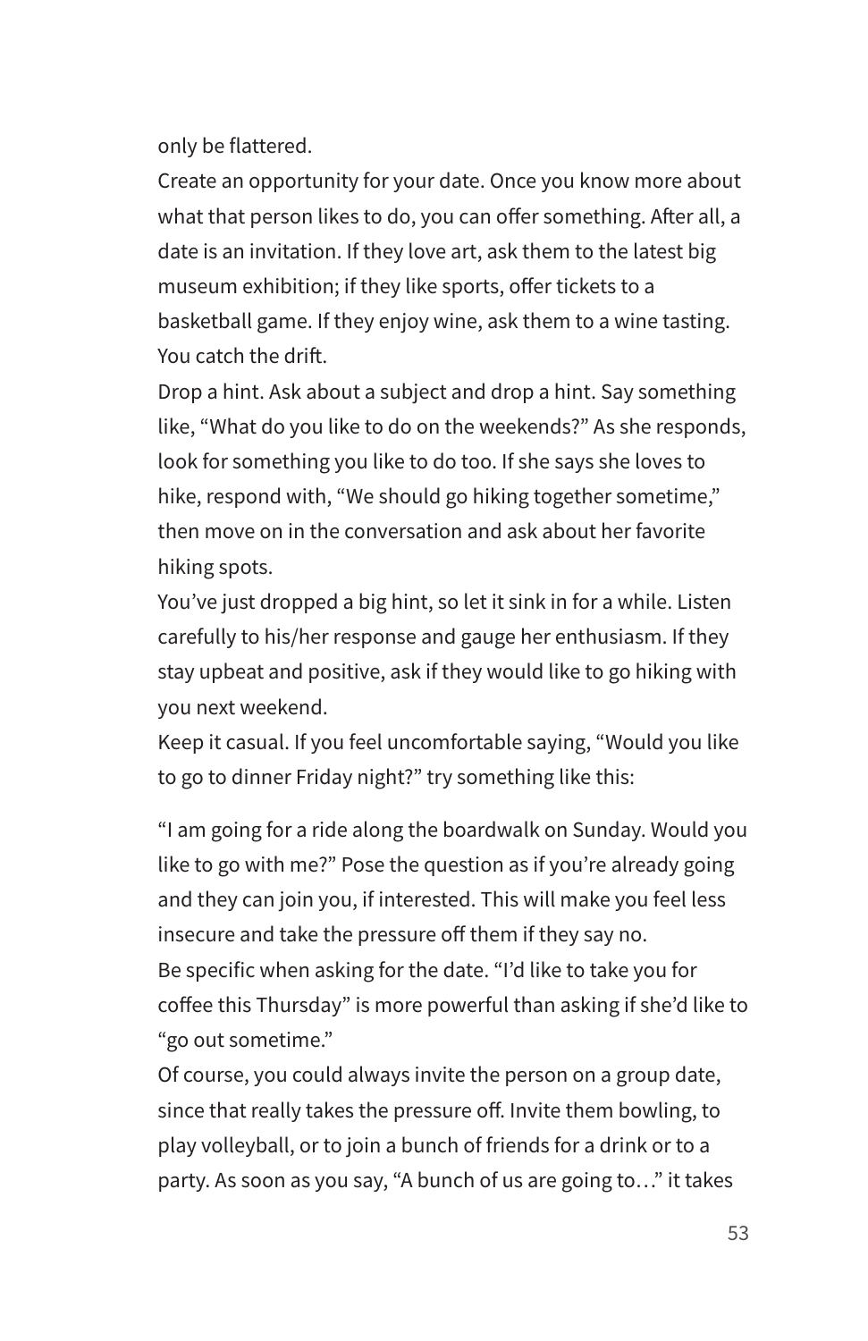only be flattered.

Create an opportunity for your date. Once you know more about what that person likes to do, you can offer something. After all, a date is an invitation. If they love art, ask them to the latest big museum exhibition; if they like sports, offer tickets to a basketball game. If they enjoy wine, ask them to a wine tasting. You catch the drift.

Drop a hint. Ask about a subject and drop a hint. Say something like, “What do you like to do on the weekends?” As she responds, look for something you like to do too. If she says she loves to hike, respond with, “We should go hiking together sometime,” then move on in the conversation and ask about her favorite hiking spots.

You’ve just dropped a big hint, so let it sink in for a while. Listen carefully to his/her response and gauge her enthusiasm. If they stay upbeat and positive, ask if they would like to go hiking with you next weekend.

Keep it casual. If you feel uncomfortable saying, “Would you like to go to dinner Friday night?” try something like this:

“I am going for a ride along the boardwalk on Sunday. Would you like to go with me?” Pose the question as if you’re already going and they can join you, if interested. This will make you feel less insecure and take the pressure off them if they say no.

Be specific when asking for the date. “I’d like to take you for coffee this Thursday” is more powerful than asking if she’d like to “go out sometime.”

Of course, you could always invite the person on a group date, since that really takes the pressure off. Invite them bowling, to play volleyball, or to join a bunch of friends for a drink or to a party. As soon as you say, “A bunch of us are going to…” it takes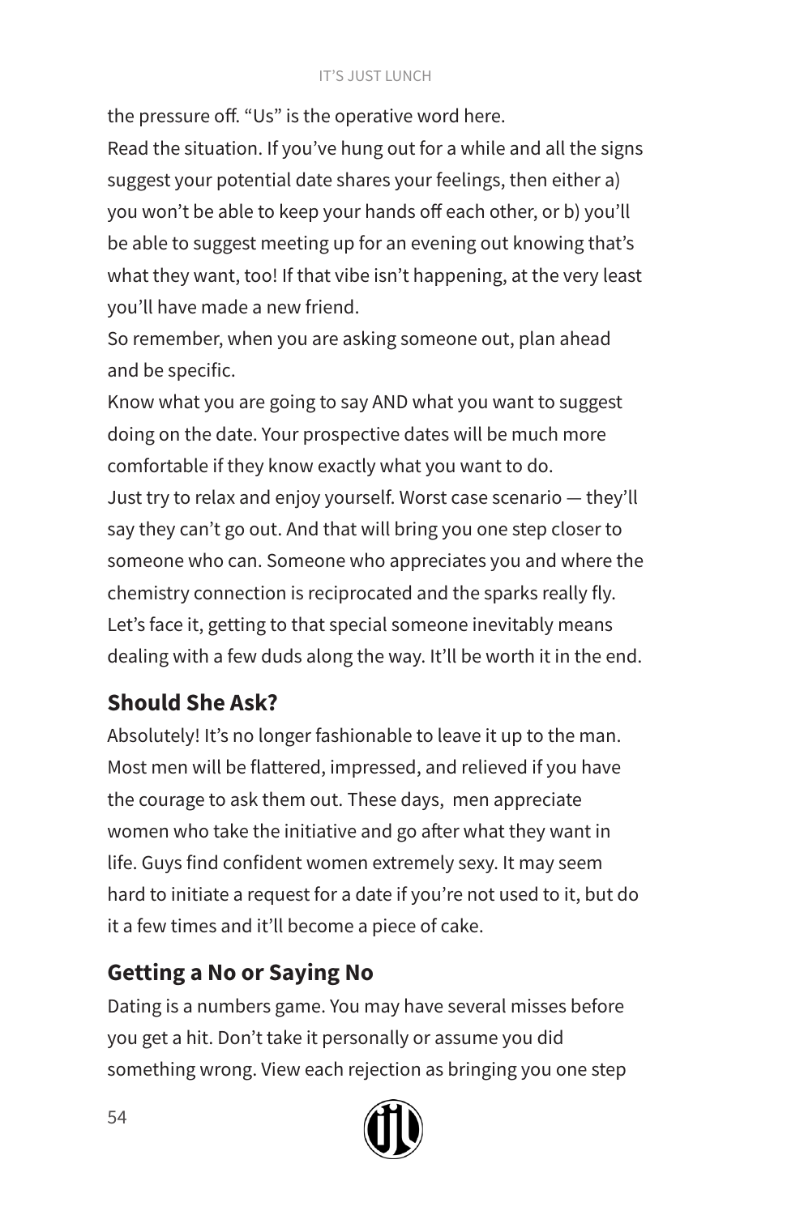the pressure off. "Us" is the operative word here.

Read the situation. If you've hung out for a while and all the signs suggest your potential date shares your feelings, then either a) you won't be able to keep your hands off each other, or b) you'll be able to suggest meeting up for an evening out knowing that's what they want, too! If that vibe isn't happening, at the very least you'll have made a new friend.

So remember, when you are asking someone out, plan ahead and be specific.

Know what you are going to say AND what you want to suggest doing on the date. Your prospective dates will be much more comfortable if they know exactly what you want to do.

Just try to relax and enjoy yourself. Worst case scenario — they'll say they can't go out. And that will bring you one step closer to someone who can. Someone who appreciates you and where the chemistry connection is reciprocated and the sparks really fly.

Let's face it, getting to that special someone inevitably means dealing with a few duds along the way. It'll be worth it in the end.

## Should She Ask?

Absolutely! It's no longer fashionable to leave it up to the man. Most men will be flattered, impressed, and relieved if you have the courage to ask them out. These days, men appreciate women who take the initiative and go after what they want in life. Guys find confident women extremely sexy. It may seem hard to initiate a request for a date if you're not used to it, but do it a few times and it'll become a piece of cake.

## Getting a No or Saying No

Dating is a numbers game. You may have several misses before you get a hit. Don't take it personally or assume you did something wrong. View each rejection as bringing you one step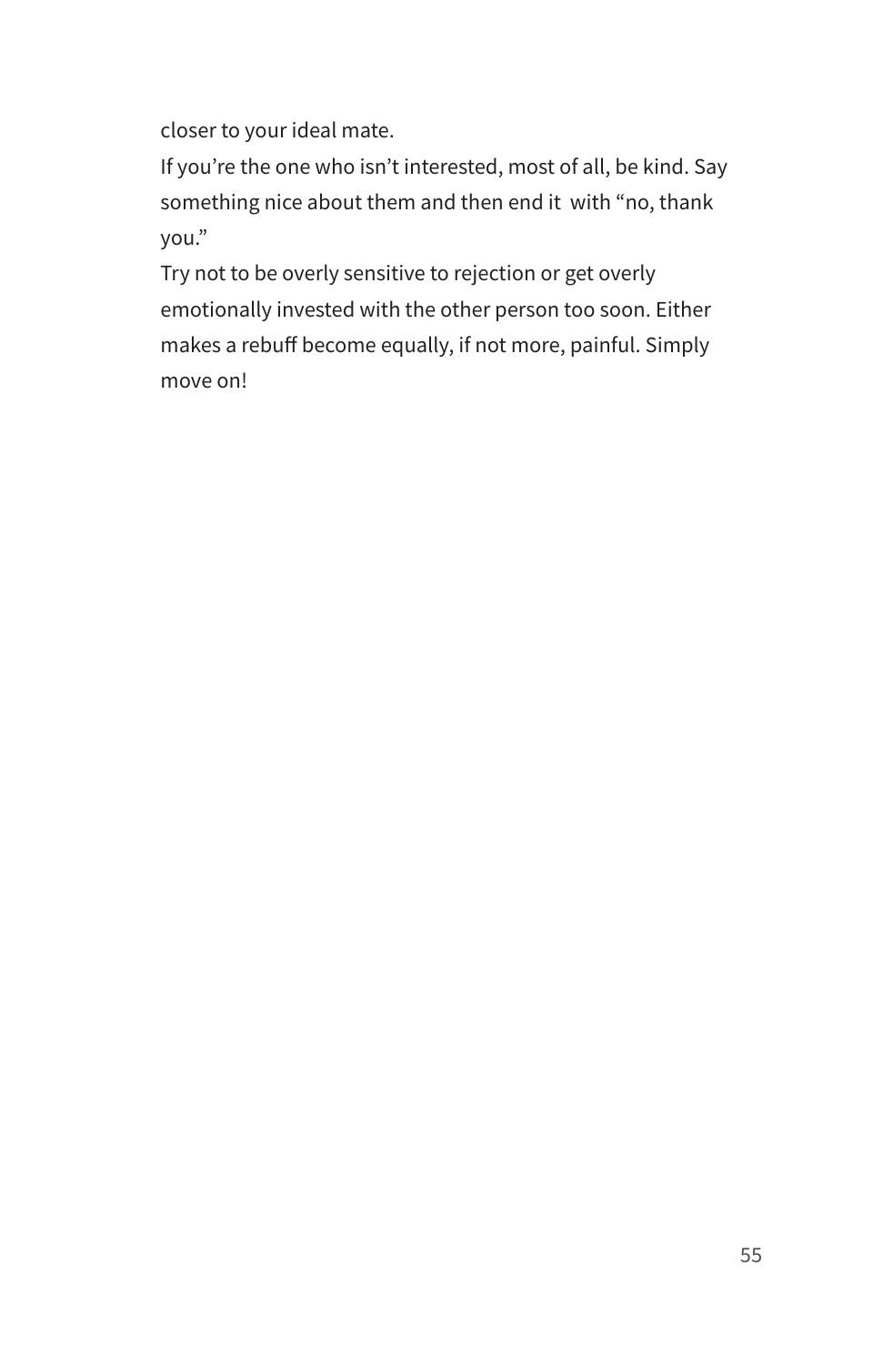closer to your ideal mate.

If you’re the one who isn’t interested, most of all, be kind. Say something nice about them and then end it with “no, thank you.”

Try not to be overly sensitive to rejection or get overly emotionally invested with the other person too soon. Either makes a rebuff become equally, if not more, painful. Simply move on!